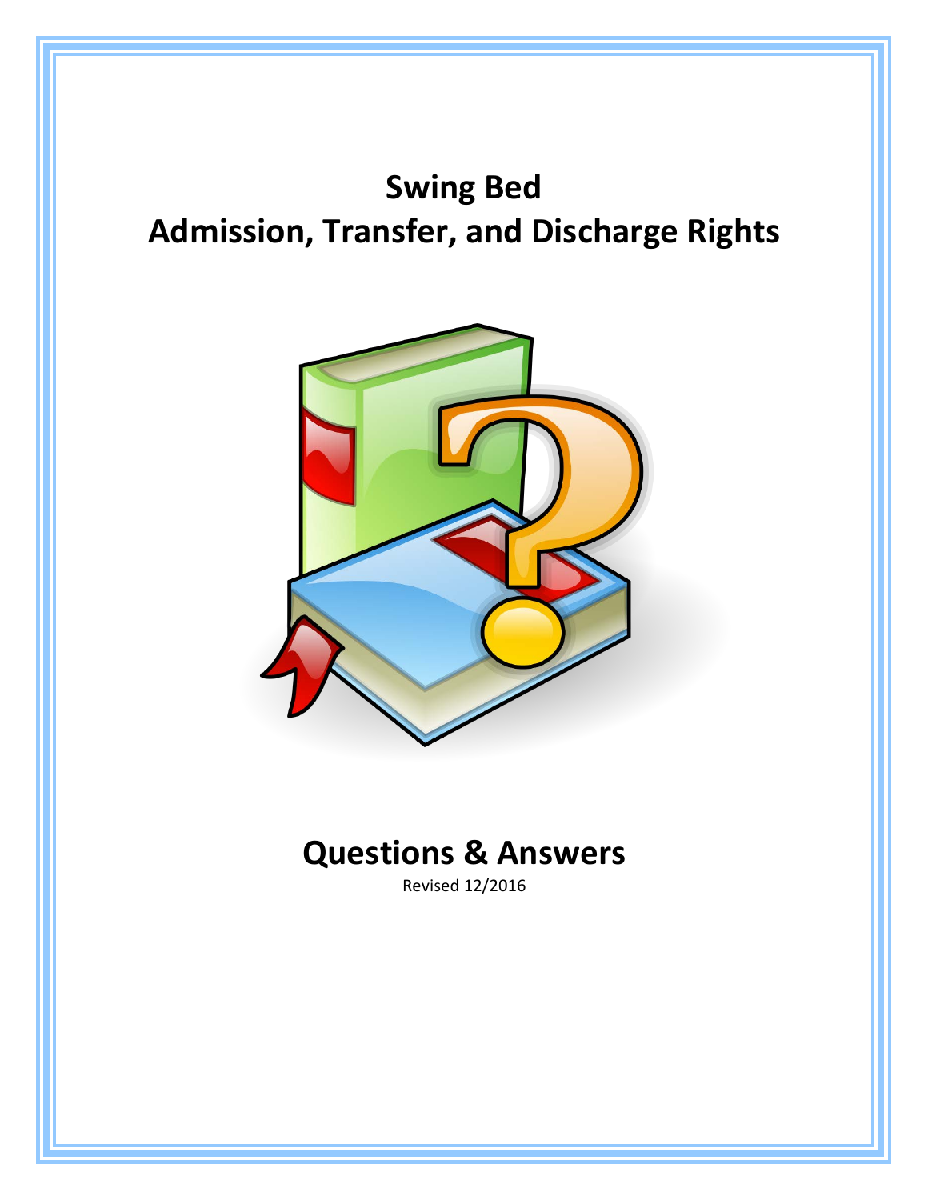# Swing Bed
# Admission, Transfer, and Discharge Rights

## Questions & Answers

Revised 12/2016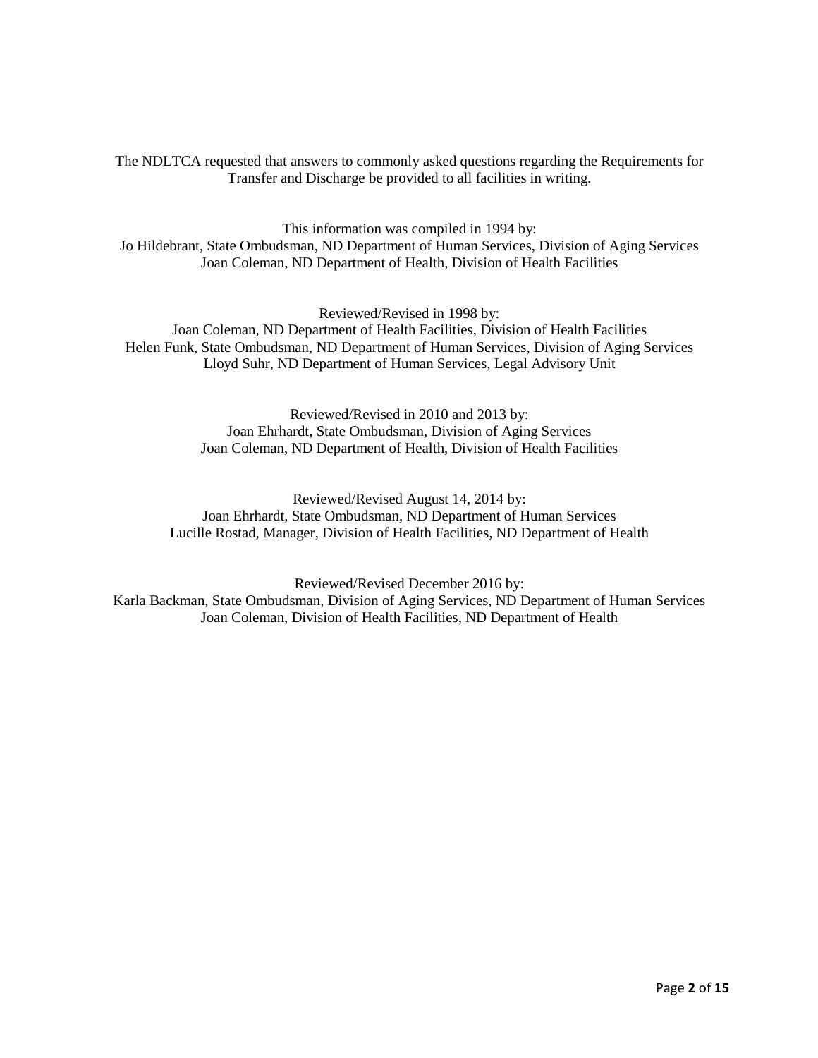The NDLTCA requested that answers to commonly asked questions regarding the Requirements for Transfer and Discharge be provided to all facilities in writing.

This information was compiled in 1994 by:
Jo Hildebrant, State Ombudsman, ND Department of Human Services, Division of Aging Services
Joan Coleman, ND Department of Health, Division of Health Facilities

Reviewed/Revised in 1998 by:
Joan Coleman, ND Department of Health Facilities, Division of Health Facilities
Helen Funk, State Ombudsman, ND Department of Human Services, Division of Aging Services
Lloyd Suhr, ND Department of Human Services, Legal Advisory Unit

Reviewed/Revised in 2010 and 2013 by:
Joan Ehrhardt, State Ombudsman, Division of Aging Services
Joan Coleman, ND Department of Health, Division of Health Facilities

Reviewed/Revised August 14, 2014 by:
Joan Ehrhardt, State Ombudsman, ND Department of Human Services
Lucille Rostad, Manager, Division of Health Facilities, ND Department of Health

Reviewed/Revised December 2016 by:
Karla Backman, State Ombudsman, Division of Aging Services, ND Department of Human Services
Joan Coleman, Division of Health Facilities, ND Department of Health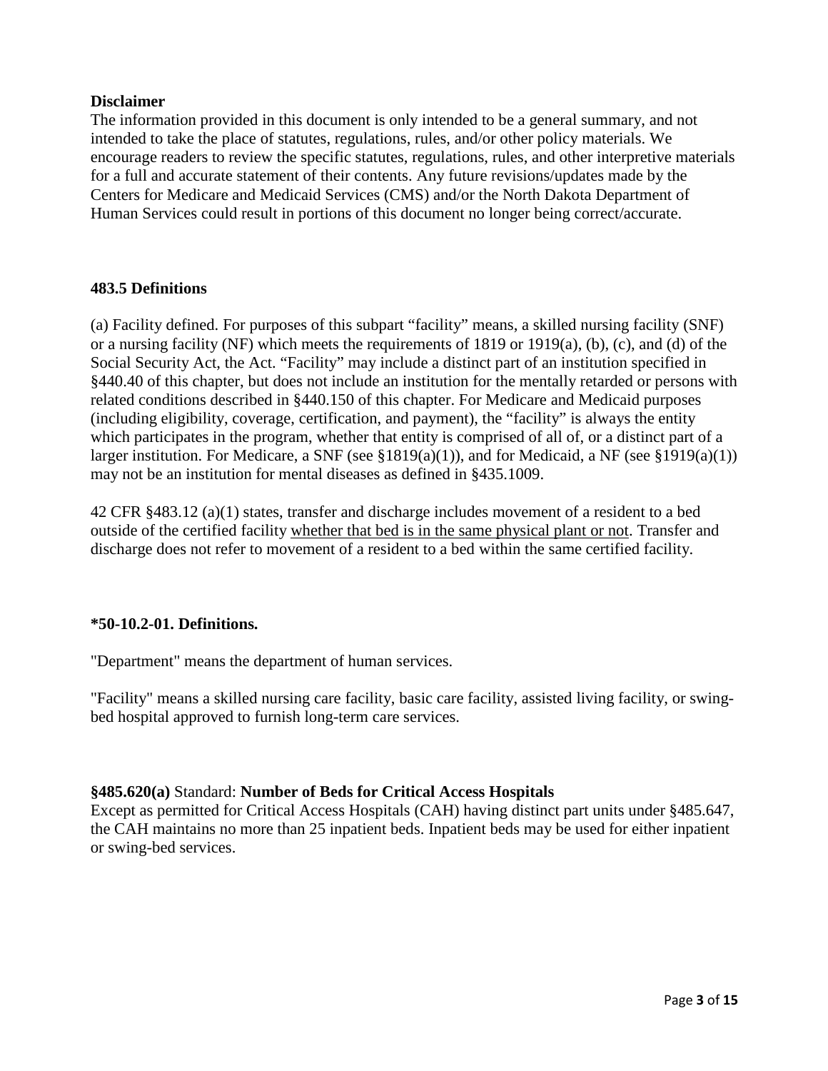**Disclaimer**
The information provided in this document is only intended to be a general summary, and not intended to take the place of statutes, regulations, rules, and/or other policy materials. We encourage readers to review the specific statutes, regulations, rules, and other interpretive materials for a full and accurate statement of their contents. Any future revisions/updates made by the Centers for Medicare and Medicaid Services (CMS) and/or the North Dakota Department of Human Services could result in portions of this document no longer being correct/accurate.

**483.5 Definitions**

(a) Facility defined. For purposes of this subpart "facility" means, a skilled nursing facility (SNF) or a nursing facility (NF) which meets the requirements of 1819 or 1919(a), (b), (c), and (d) of the Social Security Act, the Act. "Facility" may include a distinct part of an institution specified in §440.40 of this chapter, but does not include an institution for the mentally retarded or persons with related conditions described in §440.150 of this chapter. For Medicare and Medicaid purposes (including eligibility, coverage, certification, and payment), the "facility" is always the entity which participates in the program, whether that entity is comprised of all of, or a distinct part of a larger institution. For Medicare, a SNF (see §1819(a)(1)), and for Medicaid, a NF (see §1919(a)(1)) may not be an institution for mental diseases as defined in §435.1009.

42 CFR §483.12 (a)(1) states, transfer and discharge includes movement of a resident to a bed outside of the certified facility <u>whether that bed is in the same physical plant or not</u>. Transfer and discharge does not refer to movement of a resident to a bed within the same certified facility.

**\*50-10.2-01. Definitions.**

"Department" means the department of human services.

"Facility" means a skilled nursing care facility, basic care facility, assisted living facility, or swing-bed hospital approved to furnish long-term care services.

**§485.620(a)** Standard: **Number of Beds for Critical Access Hospitals**
Except as permitted for Critical Access Hospitals (CAH) having distinct part units under §485.647, the CAH maintains no more than 25 inpatient beds. Inpatient beds may be used for either inpatient or swing-bed services.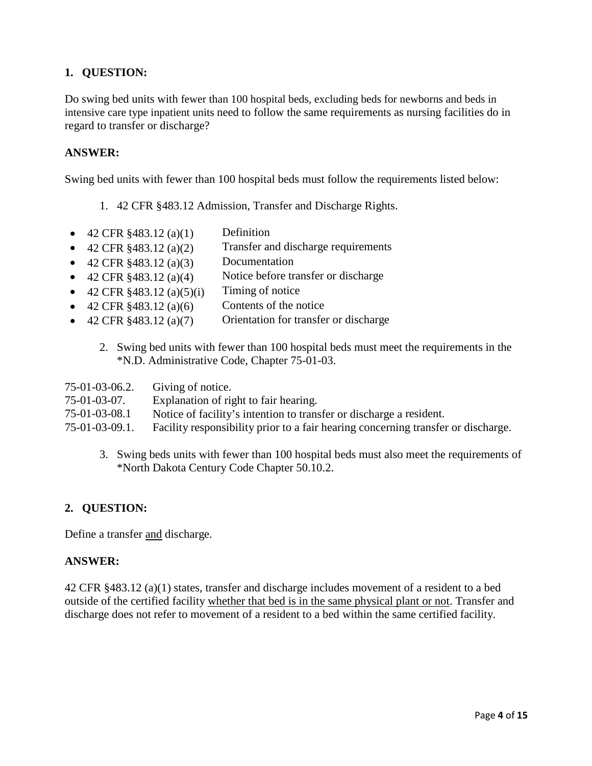## 1. QUESTION:

Do swing bed units with fewer than 100 hospital beds, excluding beds for newborns and beds in intensive care type inpatient units need to follow the same requirements as nursing facilities do in regard to transfer or discharge?

## ANSWER:

Swing bed units with fewer than 100 hospital beds must follow the requirements listed below:

1. 42 CFR §483.12 Admission, Transfer and Discharge Rights.

- 42 CFR §483.12 (a)(1) Definition
- 42 CFR §483.12 (a)(2) Transfer and discharge requirements
- 42 CFR §483.12 (a)(3) Documentation
- 42 CFR §483.12 (a)(4) Notice before transfer or discharge
- 42 CFR §483.12 (a)(5)(i) Timing of notice
- 42 CFR §483.12 (a)(6) Contents of the notice
- 42 CFR §483.12 (a)(7) Orientation for transfer or discharge

2. Swing bed units with fewer than 100 hospital beds must meet the requirements in the *N.D. Administrative Code, Chapter 75-01-03.

75-01-03-06.2. Giving of notice.
75-01-03-07. Explanation of right to fair hearing.
75-01-03-08.1 Notice of facility's intention to transfer or discharge a resident.
75-01-03-09.1. Facility responsibility prior to a fair hearing concerning transfer or discharge.

3. Swing beds units with fewer than 100 hospital beds must also meet the requirements of *North Dakota Century Code Chapter 50.10.2.

## 2. QUESTION:

Define a transfer <u>and</u> discharge.

## ANSWER:

42 CFR §483.12 (a)(1) states, transfer and discharge includes movement of a resident to a bed outside of the certified facility <u>whether that bed is in the same physical plant or not</u>. Transfer and discharge does not refer to movement of a resident to a bed within the same certified facility.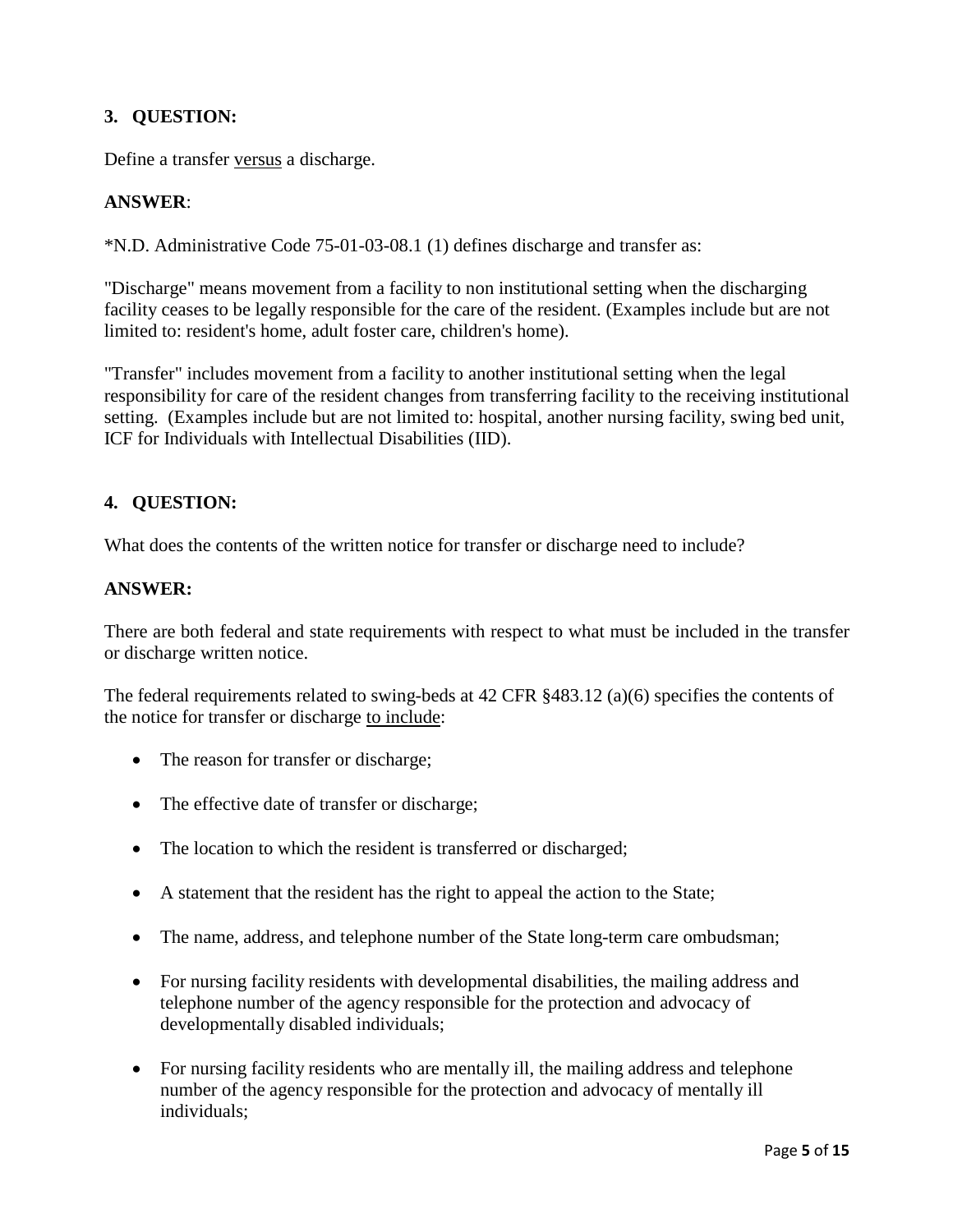### 3. QUESTION:

Define a transfer <u>versus</u> a discharge.

### ANSWER:

*N.D. Administrative Code 75-01-03-08.1 (1) defines discharge and transfer as:

"Discharge" means movement from a facility to non institutional setting when the discharging facility ceases to be legally responsible for the care of the resident. (Examples include but are not limited to: resident's home, adult foster care, children's home).

"Transfer" includes movement from a facility to another institutional setting when the legal responsibility for care of the resident changes from transferring facility to the receiving institutional setting. (Examples include but are not limited to: hospital, another nursing facility, swing bed unit, ICF for Individuals with Intellectual Disabilities (IID).

### 4. QUESTION:

What does the contents of the written notice for transfer or discharge need to include?

### ANSWER:

There are both federal and state requirements with respect to what must be included in the transfer or discharge written notice.

The federal requirements related to swing-beds at 42 CFR §483.12 (a)(6) specifies the contents of the notice for transfer or discharge <u>to include</u>:

- The reason for transfer or discharge;
- The effective date of transfer or discharge;
- The location to which the resident is transferred or discharged;
- A statement that the resident has the right to appeal the action to the State;
- The name, address, and telephone number of the State long-term care ombudsman;
- For nursing facility residents with developmental disabilities, the mailing address and telephone number of the agency responsible for the protection and advocacy of developmentally disabled individuals;
- For nursing facility residents who are mentally ill, the mailing address and telephone number of the agency responsible for the protection and advocacy of mentally ill individuals;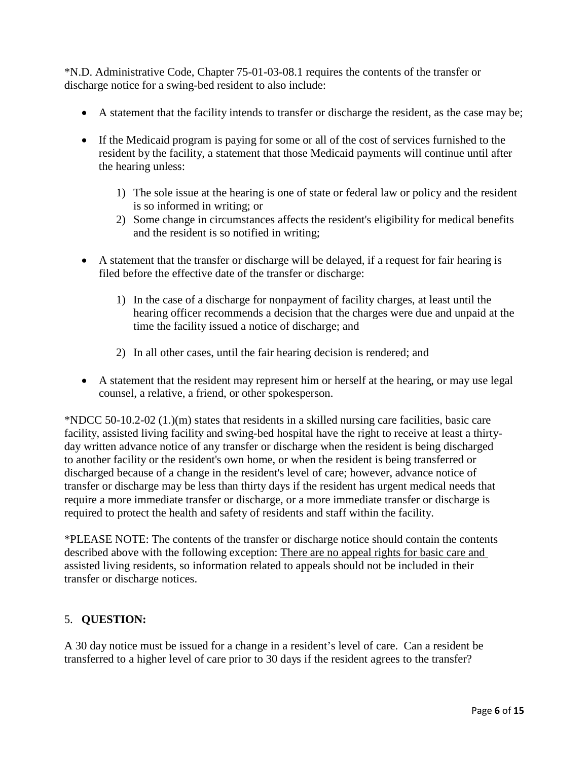*N.D. Administrative Code, Chapter 75-01-03-08.1 requires the contents of the transfer or discharge notice for a swing-bed resident to also include:

- A statement that the facility intends to transfer or discharge the resident, as the case may be;
- If the Medicaid program is paying for some or all of the cost of services furnished to the resident by the facility, a statement that those Medicaid payments will continue until after the hearing unless:
  1) The sole issue at the hearing is one of state or federal law or policy and the resident is so informed in writing; or
  2) Some change in circumstances affects the resident's eligibility for medical benefits and the resident is so notified in writing;
- A statement that the transfer or discharge will be delayed, if a request for fair hearing is filed before the effective date of the transfer or discharge:
  1) In the case of a discharge for nonpayment of facility charges, at least until the hearing officer recommends a decision that the charges were due and unpaid at the time the facility issued a notice of discharge; and
  2) In all other cases, until the fair hearing decision is rendered; and
- A statement that the resident may represent him or herself at the hearing, or may use legal counsel, a relative, a friend, or other spokesperson.

*NDCC 50-10.2-02 (1.)(m) states that residents in a skilled nursing care facilities, basic care facility, assisted living facility and swing-bed hospital have the right to receive at least a thirty-day written advance notice of any transfer or discharge when the resident is being discharged to another facility or the resident's own home, or when the resident is being transferred or discharged because of a change in the resident's level of care; however, advance notice of transfer or discharge may be less than thirty days if the resident has urgent medical needs that require a more immediate transfer or discharge, or a more immediate transfer or discharge is required to protect the health and safety of residents and staff within the facility.

*PLEASE NOTE: The contents of the transfer or discharge notice should contain the contents described above with the following exception: <u>There are no appeal rights for basic care and assisted living residents</u>, so information related to appeals should not be included in their transfer or discharge notices.

5. **QUESTION:**

A 30 day notice must be issued for a change in a resident's level of care. Can a resident be transferred to a higher level of care prior to 30 days if the resident agrees to the transfer?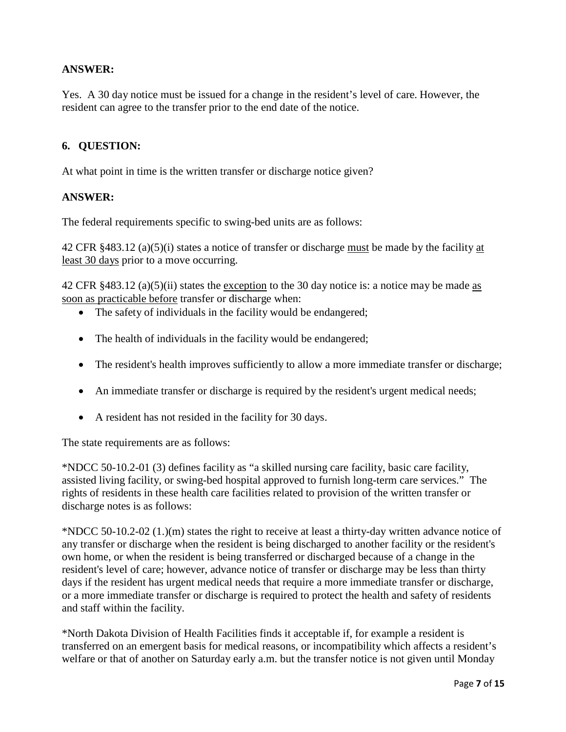**ANSWER:**

Yes. A 30 day notice must be issued for a change in the resident's level of care. However, the resident can agree to the transfer prior to the end date of the notice.

**6. QUESTION:**

At what point in time is the written transfer or discharge notice given?

**ANSWER:**

The federal requirements specific to swing-bed units are as follows:

42 CFR §483.12 (a)(5)(i) states a notice of transfer or discharge must be made by the facility at least 30 days prior to a move occurring.

42 CFR §483.12 (a)(5)(ii) states the exception to the 30 day notice is: a notice may be made as soon as practicable before transfer or discharge when:

- The safety of individuals in the facility would be endangered;
- The health of individuals in the facility would be endangered;
- The resident's health improves sufficiently to allow a more immediate transfer or discharge;
- An immediate transfer or discharge is required by the resident's urgent medical needs;
- A resident has not resided in the facility for 30 days.

The state requirements are as follows:

*NDCC 50-10.2-01 (3) defines facility as "a skilled nursing care facility, basic care facility, assisted living facility, or swing-bed hospital approved to furnish long-term care services." The rights of residents in these health care facilities related to provision of the written transfer or discharge notes is as follows:

*NDCC 50-10.2-02 (1.)(m) states the right to receive at least a thirty-day written advance notice of any transfer or discharge when the resident is being discharged to another facility or the resident's own home, or when the resident is being transferred or discharged because of a change in the resident's level of care; however, advance notice of transfer or discharge may be less than thirty days if the resident has urgent medical needs that require a more immediate transfer or discharge, or a more immediate transfer or discharge is required to protect the health and safety of residents and staff within the facility.

*North Dakota Division of Health Facilities finds it acceptable if, for example a resident is transferred on an emergent basis for medical reasons, or incompatibility which affects a resident's welfare or that of another on Saturday early a.m. but the transfer notice is not given until Monday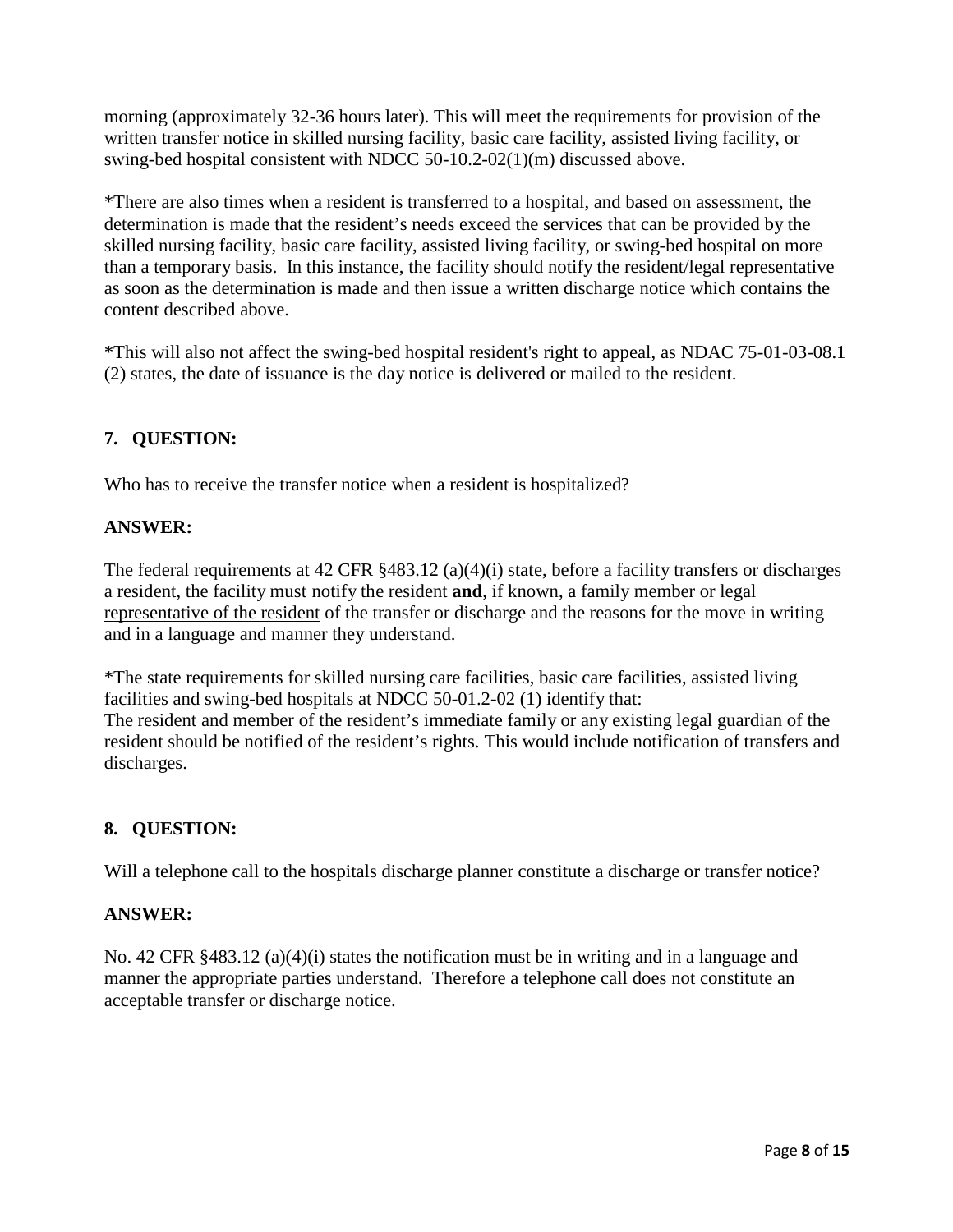morning (approximately 32-36 hours later). This will meet the requirements for provision of the written transfer notice in skilled nursing facility, basic care facility, assisted living facility, or swing-bed hospital consistent with NDCC 50-10.2-02(1)(m) discussed above.

*There are also times when a resident is transferred to a hospital, and based on assessment, the determination is made that the resident's needs exceed the services that can be provided by the skilled nursing facility, basic care facility, assisted living facility, or swing-bed hospital on more than a temporary basis. In this instance, the facility should notify the resident/legal representative as soon as the determination is made and then issue a written discharge notice which contains the content described above.

*This will also not affect the swing-bed hospital resident's right to appeal, as NDAC 75-01-03-08.1 (2) states, the date of issuance is the day notice is delivered or mailed to the resident.

### 7. QUESTION:

Who has to receive the transfer notice when a resident is hospitalized?

**ANSWER:**

The federal requirements at 42 CFR §483.12 (a)(4)(i) state, before a facility transfers or discharges a resident, the facility must <u>notify the resident</u> <u>**and**, if known, a family member or legal representative of the resident</u> of the transfer or discharge and the reasons for the move in writing and in a language and manner they understand.

*The state requirements for skilled nursing care facilities, basic care facilities, assisted living facilities and swing-bed hospitals at NDCC 50-01.2-02 (1) identify that:
The resident and member of the resident's immediate family or any existing legal guardian of the resident should be notified of the resident's rights. This would include notification of transfers and discharges.

### 8. QUESTION:

Will a telephone call to the hospitals discharge planner constitute a discharge or transfer notice?

**ANSWER:**

No. 42 CFR §483.12 (a)(4)(i) states the notification must be in writing and in a language and manner the appropriate parties understand. Therefore a telephone call does not constitute an acceptable transfer or discharge notice.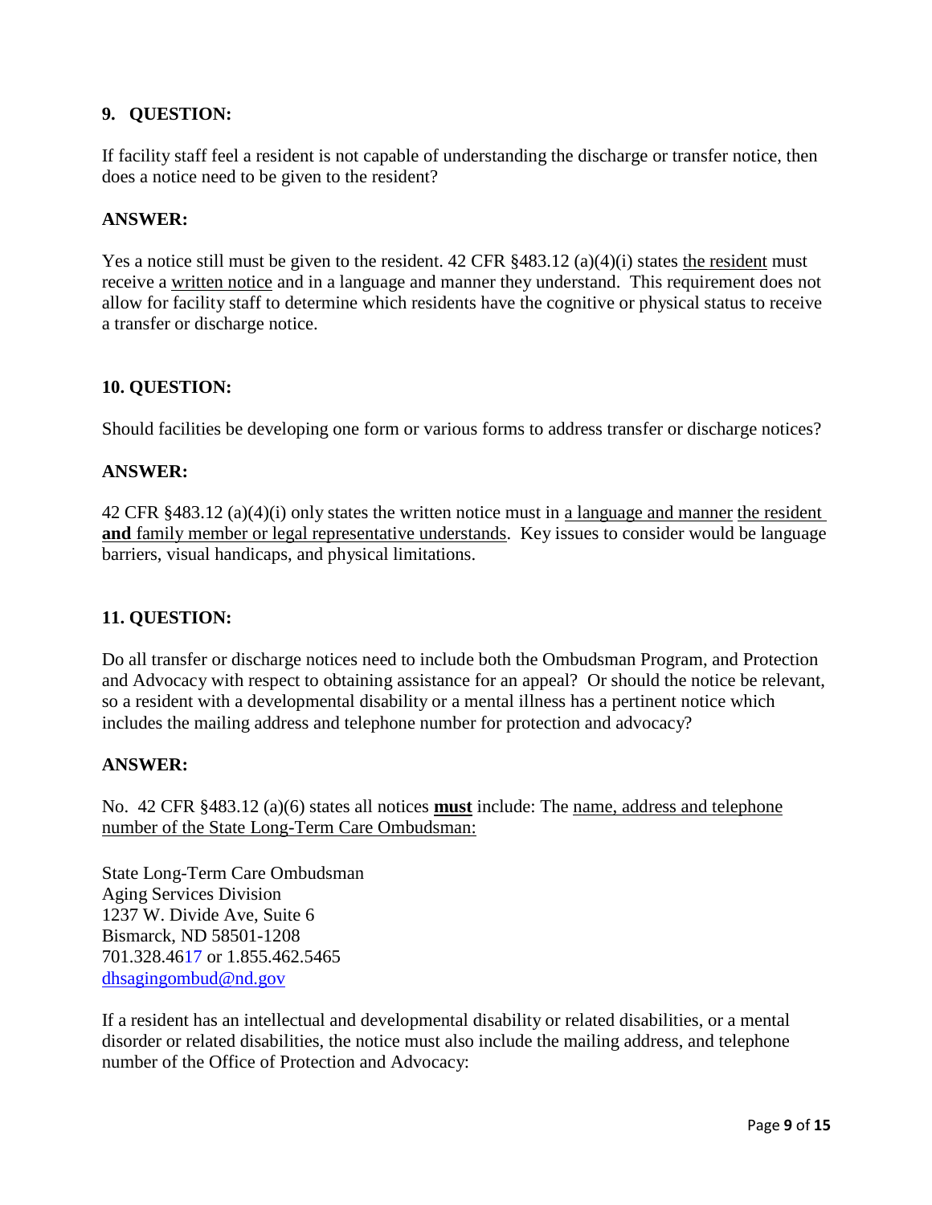**9. QUESTION:**

If facility staff feel a resident is not capable of understanding the discharge or transfer notice, then does a notice need to be given to the resident?

**ANSWER:**

Yes a notice still must be given to the resident. 42 CFR §483.12 (a)(4)(i) states <u>the resident</u> must receive a <u>written notice</u> and in a language and manner they understand. This requirement does not allow for facility staff to determine which residents have the cognitive or physical status to receive a transfer or discharge notice.

**10. QUESTION:**

Should facilities be developing one form or various forms to address transfer or discharge notices?

**ANSWER:**

42 CFR §483.12 (a)(4)(i) only states the written notice must in <u>a language and manner</u> <u>the resident</u> <u>**and** family member or legal representative understands</u>. Key issues to consider would be language barriers, visual handicaps, and physical limitations.

**11. QUESTION:**

Do all transfer or discharge notices need to include both the Ombudsman Program, and Protection and Advocacy with respect to obtaining assistance for an appeal? Or should the notice be relevant, so a resident with a developmental disability or a mental illness has a pertinent notice which includes the mailing address and telephone number for protection and advocacy?

**ANSWER:**

No. 42 CFR §483.12 (a)(6) states all notices **<u>must</u>** include: The <u>name, address and telephone number of the State Long-Term Care Ombudsman:</u>

State Long-Term Care Ombudsman
Aging Services Division
1237 W. Divide Ave, Suite 6
Bismarck, ND 58501-1208
701.328.4617 or 1.855.462.5465
dhsagingombud@nd.gov

If a resident has an intellectual and developmental disability or related disabilities, or a mental disorder or related disabilities, the notice must also include the mailing address, and telephone number of the Office of Protection and Advocacy: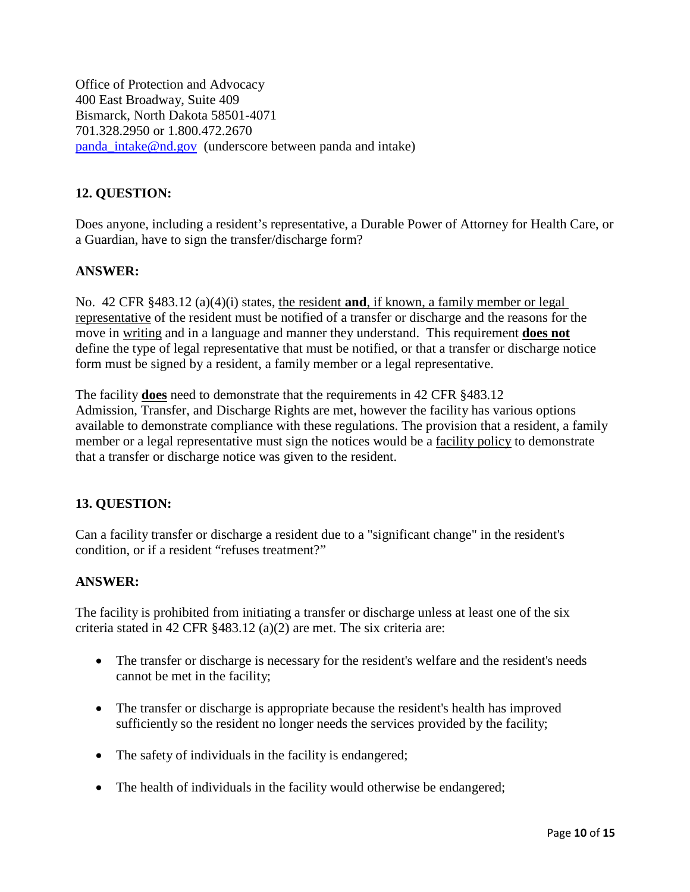Office of Protection and Advocacy
400 East Broadway, Suite 409
Bismarck, North Dakota 58501-4071
701.328.2950 or 1.800.472.2670
panda_intake@nd.gov (underscore between panda and intake)

**12. QUESTION:**

Does anyone, including a resident's representative, a Durable Power of Attorney for Health Care, or a Guardian, have to sign the transfer/discharge form?

**ANSWER:**

No. 42 CFR §483.12 (a)(4)(i) states, <u>the resident **and**, if known, a family member or legal representative</u> of the resident must be notified of a transfer or discharge and the reasons for the move in <u>writing</u> and in a language and manner they understand. This requirement **<u>does not</u>** define the type of legal representative that must be notified, or that a transfer or discharge notice form must be signed by a resident, a family member or a legal representative.

The facility **<u>does</u>** need to demonstrate that the requirements in 42 CFR §483.12 Admission, Transfer, and Discharge Rights are met, however the facility has various options available to demonstrate compliance with these regulations. The provision that a resident, a family member or a legal representative must sign the notices would be a <u>facility policy</u> to demonstrate that a transfer or discharge notice was given to the resident.

**13. QUESTION:**

Can a facility transfer or discharge a resident due to a "significant change" in the resident's condition, or if a resident "refuses treatment?"

**ANSWER:**

The facility is prohibited from initiating a transfer or discharge unless at least one of the six criteria stated in 42 CFR §483.12 (a)(2) are met. The six criteria are:

- The transfer or discharge is necessary for the resident's welfare and the resident's needs cannot be met in the facility;
- The transfer or discharge is appropriate because the resident's health has improved sufficiently so the resident no longer needs the services provided by the facility;
- The safety of individuals in the facility is endangered;
- The health of individuals in the facility would otherwise be endangered;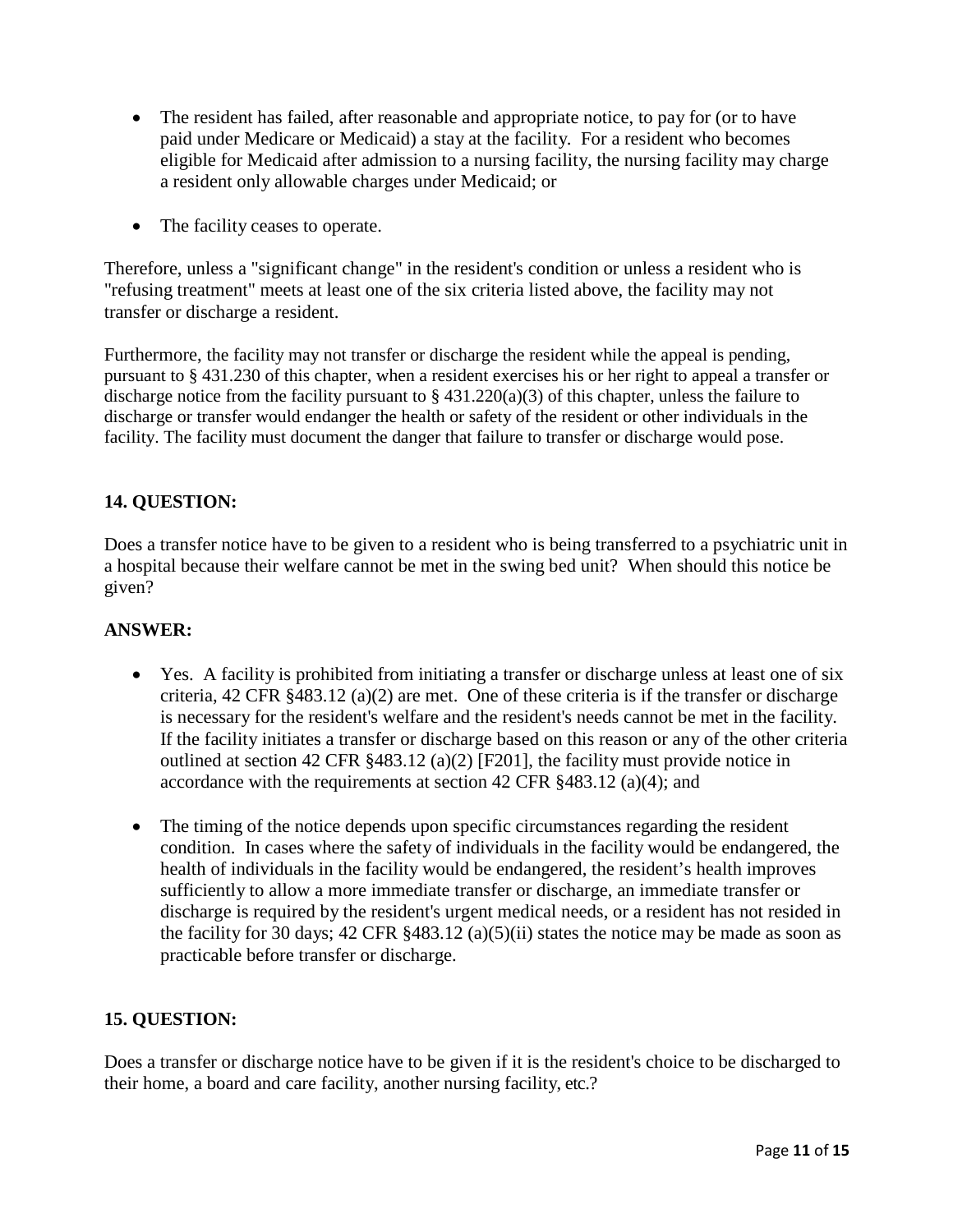- The resident has failed, after reasonable and appropriate notice, to pay for (or to have paid under Medicare or Medicaid) a stay at the facility. For a resident who becomes eligible for Medicaid after admission to a nursing facility, the nursing facility may charge a resident only allowable charges under Medicaid; or

- The facility ceases to operate.

Therefore, unless a "significant change" in the resident's condition or unless a resident who is "refusing treatment" meets at least one of the six criteria listed above, the facility may not transfer or discharge a resident.

Furthermore, the facility may not transfer or discharge the resident while the appeal is pending, pursuant to § 431.230 of this chapter, when a resident exercises his or her right to appeal a transfer or discharge notice from the facility pursuant to § 431.220(a)(3) of this chapter, unless the failure to discharge or transfer would endanger the health or safety of the resident or other individuals in the facility. The facility must document the danger that failure to transfer or discharge would pose.

**14. QUESTION:**

Does a transfer notice have to be given to a resident who is being transferred to a psychiatric unit in a hospital because their welfare cannot be met in the swing bed unit? When should this notice be given?

**ANSWER:**

- Yes. A facility is prohibited from initiating a transfer or discharge unless at least one of six criteria, 42 CFR §483.12 (a)(2) are met. One of these criteria is if the transfer or discharge is necessary for the resident's welfare and the resident's needs cannot be met in the facility. If the facility initiates a transfer or discharge based on this reason or any of the other criteria outlined at section 42 CFR §483.12 (a)(2) [F201], the facility must provide notice in accordance with the requirements at section 42 CFR §483.12 (a)(4); and

- The timing of the notice depends upon specific circumstances regarding the resident condition. In cases where the safety of individuals in the facility would be endangered, the health of individuals in the facility would be endangered, the resident's health improves sufficiently to allow a more immediate transfer or discharge, an immediate transfer or discharge is required by the resident's urgent medical needs, or a resident has not resided in the facility for 30 days; 42 CFR §483.12 (a)(5)(ii) states the notice may be made as soon as practicable before transfer or discharge.

**15. QUESTION:**

Does a transfer or discharge notice have to be given if it is the resident's choice to be discharged to their home, a board and care facility, another nursing facility, etc.?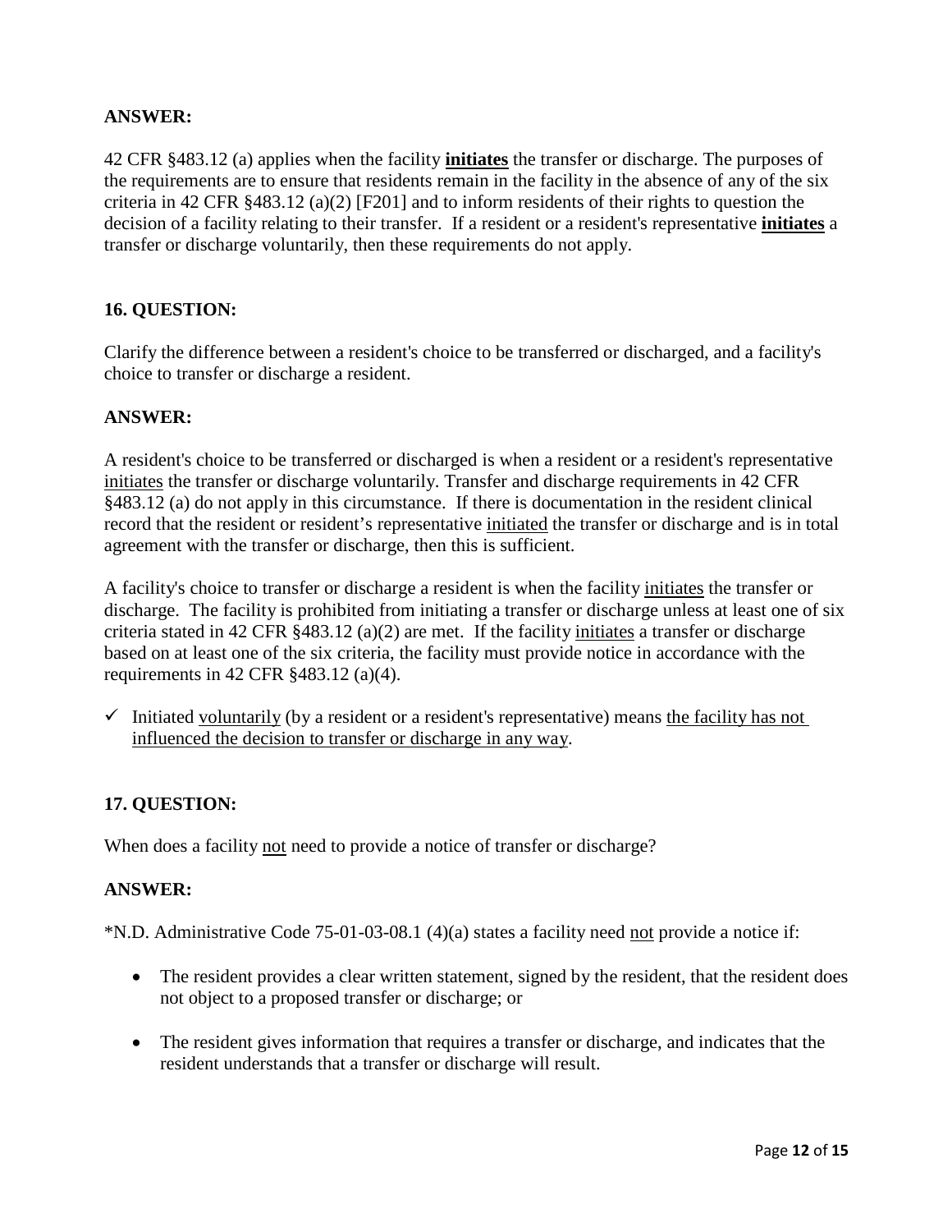**ANSWER:**

42 CFR §483.12 (a) applies when the facility <u>**initiates**</u> the transfer or discharge. The purposes of the requirements are to ensure that residents remain in the facility in the absence of any of the six criteria in 42 CFR §483.12 (a)(2) [F201] and to inform residents of their rights to question the decision of a facility relating to their transfer. If a resident or a resident's representative <u>**initiates**</u> a transfer or discharge voluntarily, then these requirements do not apply.

**16. QUESTION:**

Clarify the difference between a resident's choice to be transferred or discharged, and a facility's choice to transfer or discharge a resident.

**ANSWER:**

A resident's choice to be transferred or discharged is when a resident or a resident's representative <u>initiates</u> the transfer or discharge voluntarily. Transfer and discharge requirements in 42 CFR §483.12 (a) do not apply in this circumstance. If there is documentation in the resident clinical record that the resident or resident's representative <u>initiated</u> the transfer or discharge and is in total agreement with the transfer or discharge, then this is sufficient.

A facility's choice to transfer or discharge a resident is when the facility <u>initiates</u> the transfer or discharge. The facility is prohibited from initiating a transfer or discharge unless at least one of six criteria stated in 42 CFR §483.12 (a)(2) are met. If the facility <u>initiates</u> a transfer or discharge based on at least one of the six criteria, the facility must provide notice in accordance with the requirements in 42 CFR §483.12 (a)(4).

- ✓ Initiated <u>voluntarily</u> (by a resident or a resident's representative) means <u>the facility has not influenced the decision to transfer or discharge in any way</u>.

**17. QUESTION:**

When does a facility <u>not</u> need to provide a notice of transfer or discharge?

**ANSWER:**

*N.D. Administrative Code 75-01-03-08.1 (4)(a) states a facility need <u>not</u> provide a notice if:

- The resident provides a clear written statement, signed by the resident, that the resident does not object to a proposed transfer or discharge; or
- The resident gives information that requires a transfer or discharge, and indicates that the resident understands that a transfer or discharge will result.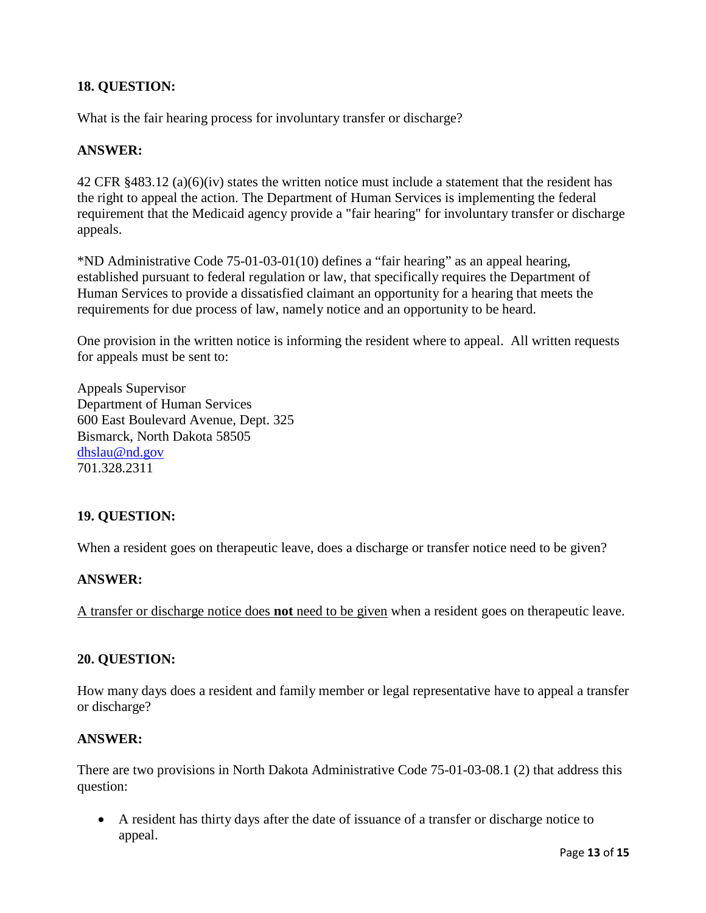**18. QUESTION:**

What is the fair hearing process for involuntary transfer or discharge?

**ANSWER:**

42 CFR §483.12 (a)(6)(iv) states the written notice must include a statement that the resident has the right to appeal the action. The Department of Human Services is implementing the federal requirement that the Medicaid agency provide a "fair hearing" for involuntary transfer or discharge appeals.

*ND Administrative Code 75-01-03-01(10) defines a "fair hearing" as an appeal hearing, established pursuant to federal regulation or law, that specifically requires the Department of Human Services to provide a dissatisfied claimant an opportunity for a hearing that meets the requirements for due process of law, namely notice and an opportunity to be heard.

One provision in the written notice is informing the resident where to appeal. All written requests for appeals must be sent to:

Appeals Supervisor
Department of Human Services
600 East Boulevard Avenue, Dept. 325
Bismarck, North Dakota 58505
dhslau@nd.gov
701.328.2311

**19. QUESTION:**

When a resident goes on therapeutic leave, does a discharge or transfer notice need to be given?

**ANSWER:**

<u>A transfer or discharge notice does **not** need to be given</u> when a resident goes on therapeutic leave.

**20. QUESTION:**

How many days does a resident and family member or legal representative have to appeal a transfer or discharge?

**ANSWER:**

There are two provisions in North Dakota Administrative Code 75-01-03-08.1 (2) that address this question:

- A resident has thirty days after the date of issuance of a transfer or discharge notice to appeal.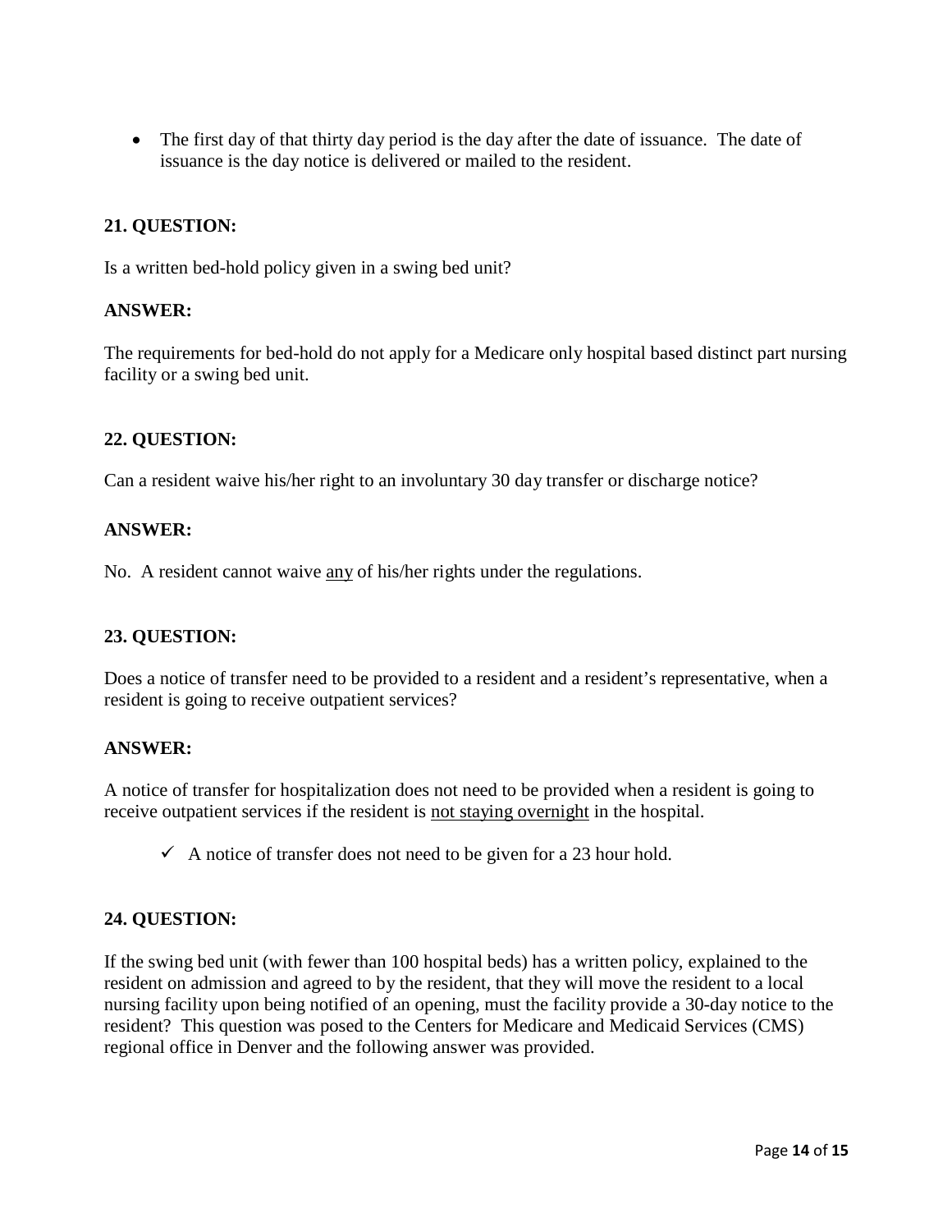- The first day of that thirty day period is the day after the date of issuance. The date of issuance is the day notice is delivered or mailed to the resident.

**21. QUESTION:**

Is a written bed-hold policy given in a swing bed unit?

**ANSWER:**

The requirements for bed-hold do not apply for a Medicare only hospital based distinct part nursing facility or a swing bed unit.

**22. QUESTION:**

Can a resident waive his/her right to an involuntary 30 day transfer or discharge notice?

**ANSWER:**

No. A resident cannot waive <u>any</u> of his/her rights under the regulations.

**23. QUESTION:**

Does a notice of transfer need to be provided to a resident and a resident's representative, when a resident is going to receive outpatient services?

**ANSWER:**

A notice of transfer for hospitalization does not need to be provided when a resident is going to receive outpatient services if the resident is <u>not staying overnight</u> in the hospital.

- ✓ A notice of transfer does not need to be given for a 23 hour hold.

**24. QUESTION:**

If the swing bed unit (with fewer than 100 hospital beds) has a written policy, explained to the resident on admission and agreed to by the resident, that they will move the resident to a local nursing facility upon being notified of an opening, must the facility provide a 30-day notice to the resident? This question was posed to the Centers for Medicare and Medicaid Services (CMS) regional office in Denver and the following answer was provided.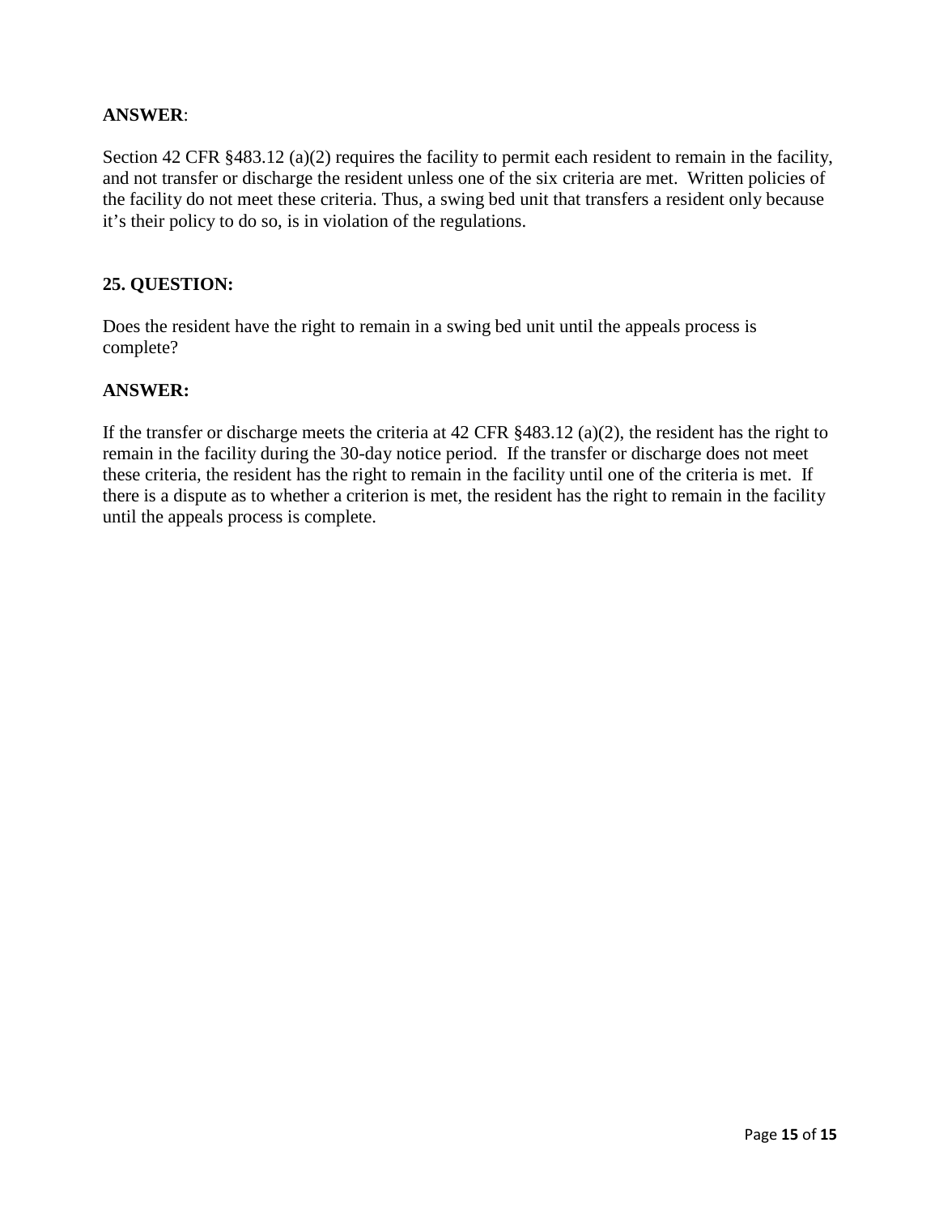**ANSWER**:

Section 42 CFR §483.12 (a)(2) requires the facility to permit each resident to remain in the facility, and not transfer or discharge the resident unless one of the six criteria are met. Written policies of the facility do not meet these criteria. Thus, a swing bed unit that transfers a resident only because it's their policy to do so, is in violation of the regulations.

**25. QUESTION:**

Does the resident have the right to remain in a swing bed unit until the appeals process is complete?

**ANSWER:**

If the transfer or discharge meets the criteria at 42 CFR §483.12 (a)(2), the resident has the right to remain in the facility during the 30-day notice period. If the transfer or discharge does not meet these criteria, the resident has the right to remain in the facility until one of the criteria is met. If there is a dispute as to whether a criterion is met, the resident has the right to remain in the facility until the appeals process is complete.